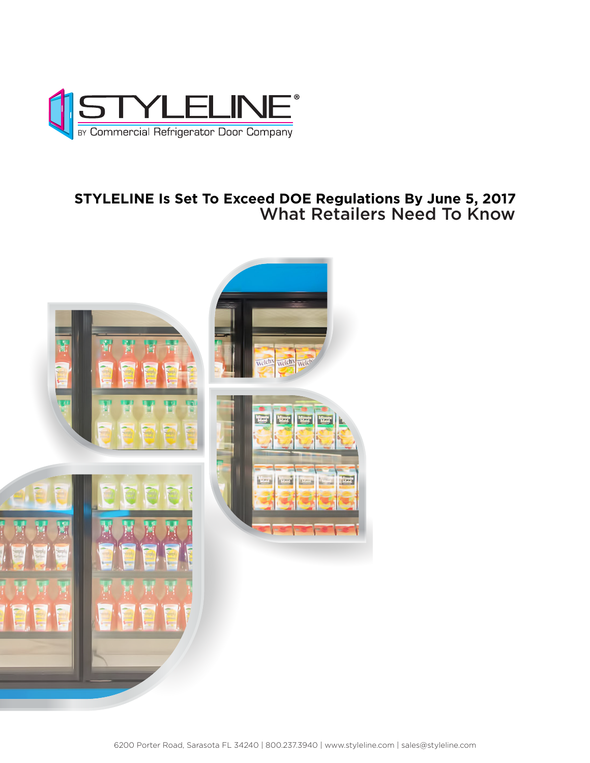STYLELINE®

BY Commercial Refrigerator Door Company

# STYLELINE Is Set To Exceed DOE Regulations By June 5, 2017

## What Retailers Need To Know

6200 Porter Road, Sarasota FL 34240 | 800.237.3940 | www.styleline.com | sales@styleline.com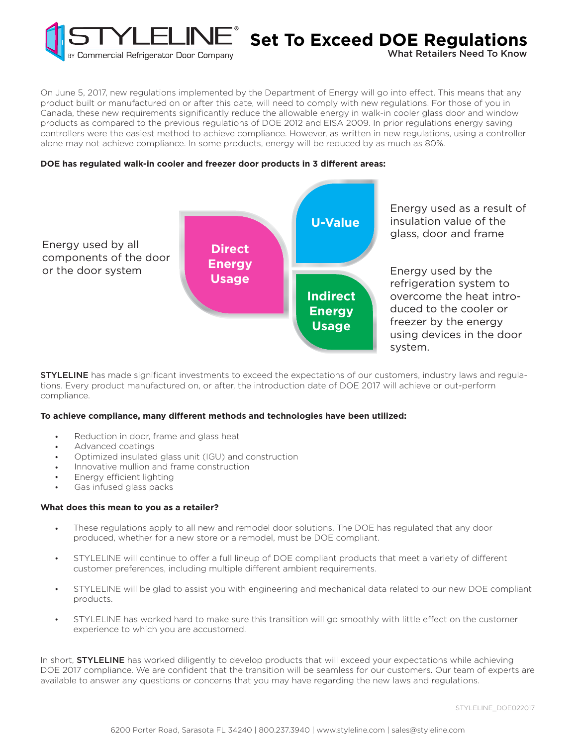# Set To Exceed DOE Regulations

What Retailers Need To Know

On June 5, 2017, new regulations implemented by the Department of Energy will go into effect. This means that any product built or manufactured on or after this date, will need to comply with new regulations. For those of you in Canada, these new requirements significantly reduce the allowable energy in walk-in cooler glass door and window products as compared to the previous regulations of DOE 2012 and EISA 2009. In prior regulations energy saving controllers were the easiest method to achieve compliance. However, as written in new regulations, using a controller alone may not achieve compliance. In some products, energy will be reduced by as much as 80%.

**DOE has regulated walk-in cooler and freezer door products in 3 different areas:**

**Direct Energy Usage** – Energy used by all components of the door or the door system

**U-Value** – Energy used as a result of insulation value of the glass, door and frame

**Indirect Energy Usage** – Energy used by the refrigeration system to overcome the heat introduced to the cooler or freezer by the energy using devices in the door system.

**STYLELINE** has made significant investments to exceed the expectations of our customers, industry laws and regulations. Every product manufactured on, or after, the introduction date of DOE 2017 will achieve or out-perform compliance.

**To achieve compliance, many different methods and technologies have been utilized:**

- Reduction in door, frame and glass heat
- Advanced coatings
- Optimized insulated glass unit (IGU) and construction
- Innovative mullion and frame construction
- Energy efficient lighting
- Gas infused glass packs

**What does this mean to you as a retailer?**

- These regulations apply to all new and remodel door solutions. The DOE has regulated that any door produced, whether for a new store or a remodel, must be DOE compliant.
- STYLELINE will continue to offer a full lineup of DOE compliant products that meet a variety of different customer preferences, including multiple different ambient requirements.
- STYLELINE will be glad to assist you with engineering and mechanical data related to our new DOE compliant products.
- STYLELINE has worked hard to make sure this transition will go smoothly with little effect on the customer experience to which you are accustomed.

In short, **STYLELINE** has worked diligently to develop products that will exceed your expectations while achieving DOE 2017 compliance. We are confident that the transition will be seamless for our customers. Our team of experts are available to answer any questions or concerns that you may have regarding the new laws and regulations.

STYLELINE_DOE022017

6200 Porter Road, Sarasota FL 34240 | 800.237.3940 | www.styleline.com | sales@styleline.com